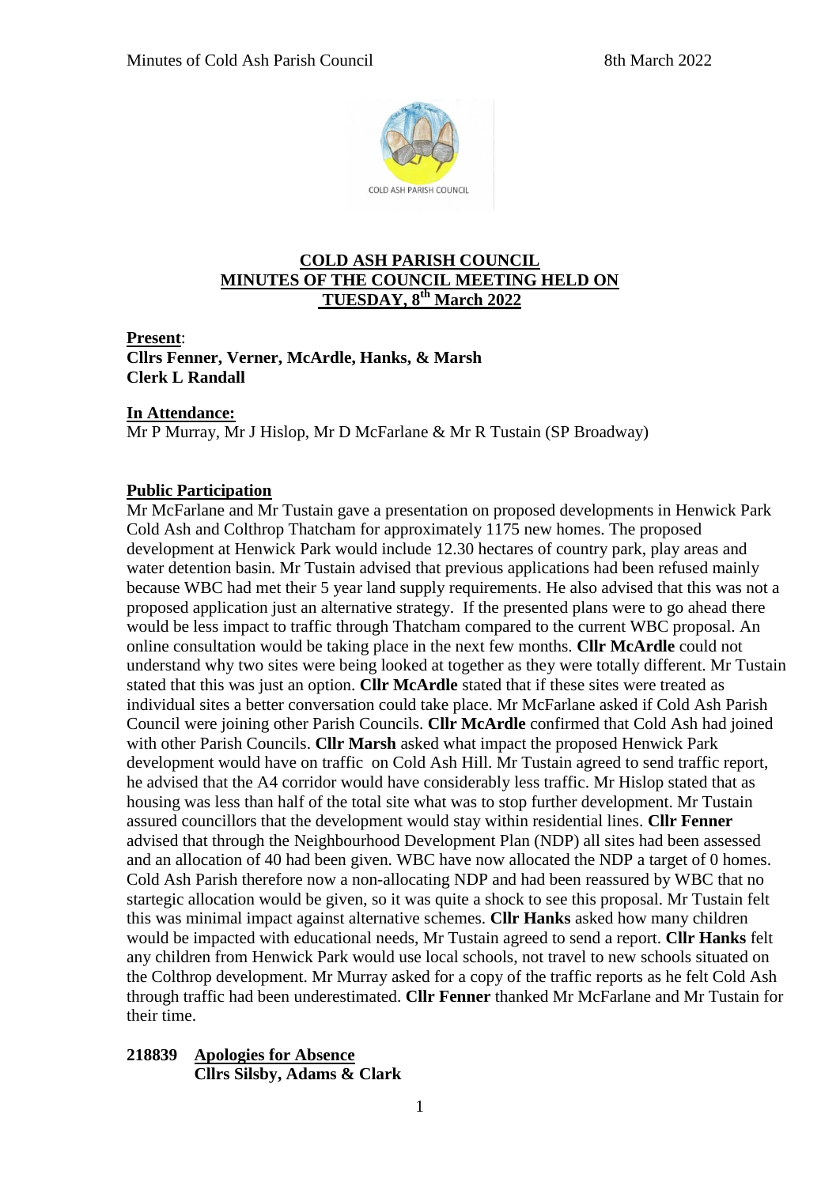**COLD ASH PARISH COUNCIL**
**MINUTES OF THE COUNCIL MEETING HELD ON**
**TUESDAY, 8th March 2022**

**Present**:
**Cllrs Fenner, Verner, McArdle, Hanks, & Marsh**
**Clerk L Randall**

**In Attendance:**
Mr P Murray, Mr J Hislop, Mr D McFarlane & Mr R Tustain (SP Broadway)

**Public Participation**

Mr McFarlane and Mr Tustain gave a presentation on proposed developments in Henwick Park Cold Ash and Colthrop Thatcham for approximately 1175 new homes. The proposed development at Henwick Park would include 12.30 hectares of country park, play areas and water detention basin. Mr Tustain advised that previous applications had been refused mainly because WBC had met their 5 year land supply requirements. He also advised that this was not a proposed application just an alternative strategy. If the presented plans were to go ahead there would be less impact to traffic through Thatcham compared to the current WBC proposal. An online consultation would be taking place in the next few months. **Cllr McArdle** could not understand why two sites were being looked at together as they were totally different. Mr Tustain stated that this was just an option. **Cllr McArdle** stated that if these sites were treated as individual sites a better conversation could take place. Mr McFarlane asked if Cold Ash Parish Council were joining other Parish Councils. **Cllr McArdle** confirmed that Cold Ash had joined with other Parish Councils. **Cllr Marsh** asked what impact the proposed Henwick Park development would have on traffic on Cold Ash Hill. Mr Tustain agreed to send traffic report, he advised that the A4 corridor would have considerably less traffic. Mr Hislop stated that as housing was less than half of the total site what was to stop further development. Mr Tustain assured councillors that the development would stay within residential lines. **Cllr Fenner** advised that through the Neighbourhood Development Plan (NDP) all sites had been assessed and an allocation of 40 had been given. WBC have now allocated the NDP a target of 0 homes. Cold Ash Parish therefore now a non-allocating NDP and had been reassured by WBC that no startegic allocation would be given, so it was quite a shock to see this proposal. Mr Tustain felt this was minimal impact against alternative schemes. **Cllr Hanks** asked how many children would be impacted with educational needs, Mr Tustain agreed to send a report. **Cllr Hanks** felt any children from Henwick Park would use local schools, not travel to new schools situated on the Colthrop development. Mr Murray asked for a copy of the traffic reports as he felt Cold Ash through traffic had been underestimated. **Cllr Fenner** thanked Mr McFarlane and Mr Tustain for their time.

**218839 Apologies for Absence**
**Cllrs Silsby, Adams & Clark**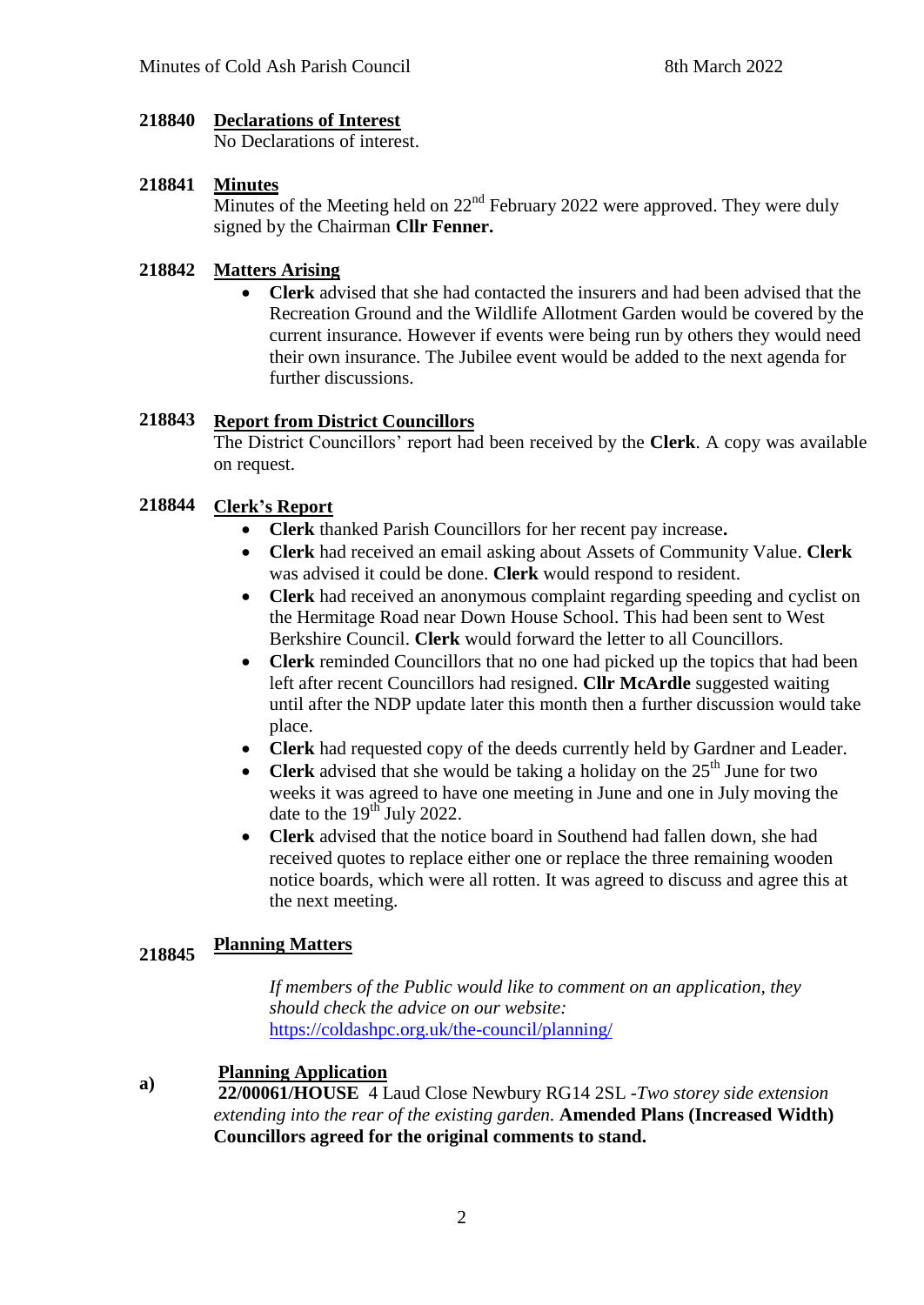**218840 Declarations of Interest**

No Declarations of interest.

**218841 Minutes**

Minutes of the Meeting held on 22nd February 2022 were approved. They were duly signed by the Chairman **Cllr Fenner.**

**218842 Matters Arising**

- **Clerk** advised that she had contacted the insurers and had been advised that the Recreation Ground and the Wildlife Allotment Garden would be covered by the current insurance. However if events were being run by others they would need their own insurance. The Jubilee event would be added to the next agenda for further discussions.

**218843 Report from District Councillors**

The District Councillors' report had been received by the **Clerk**. A copy was available on request.

**218844 Clerk's Report**

- **Clerk** thanked Parish Councillors for her recent pay increase**.**
- **Clerk** had received an email asking about Assets of Community Value. **Clerk** was advised it could be done. **Clerk** would respond to resident.
- **Clerk** had received an anonymous complaint regarding speeding and cyclist on the Hermitage Road near Down House School. This had been sent to West Berkshire Council. **Clerk** would forward the letter to all Councillors.
- **Clerk** reminded Councillors that no one had picked up the topics that had been left after recent Councillors had resigned. **Cllr McArdle** suggested waiting until after the NDP update later this month then a further discussion would take place.
- **Clerk** had requested copy of the deeds currently held by Gardner and Leader.
- **Clerk** advised that she would be taking a holiday on the 25th June for two weeks it was agreed to have one meeting in June and one in July moving the date to the 19th July 2022.
- **Clerk** advised that the notice board in Southend had fallen down, she had received quotes to replace either one or replace the three remaining wooden notice boards, which were all rotten. It was agreed to discuss and agree this at the next meeting.

**218845 Planning Matters**

*If members of the Public would like to comment on an application, they should check the advice on our website:* https://coldashpc.org.uk/the-council/planning/

**a) Planning Application**

**22/00061/HOUSE** 4 Laud Close Newbury RG14 2SL -*Two storey side extension extending into the rear of the existing garden.* **Amended Plans (Increased Width) Councillors agreed for the original comments to stand.**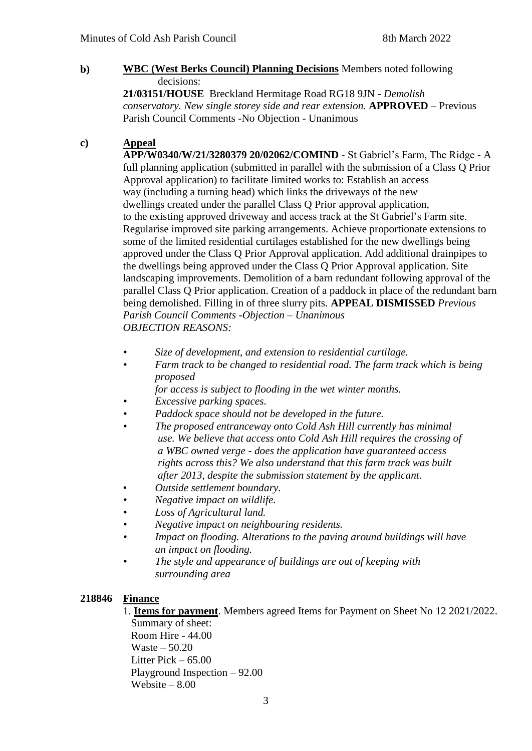**b)** **WBC (West Berks Council) Planning Decisions** Members noted following decisions:

**21/03151/HOUSE** Breckland Hermitage Road RG18 9JN - *Demolish conservatory. New single storey side and rear extension.* **APPROVED** – Previous Parish Council Comments -No Objection - Unanimous

**c)** **Appeal**

**APP/W0340/W/21/3280379 20/02062/COMIND** - St Gabriel's Farm, The Ridge - A full planning application (submitted in parallel with the submission of a Class Q Prior Approval application) to facilitate limited works to: Establish an access way (including a turning head) which links the driveways of the new dwellings created under the parallel Class Q Prior approval application, to the existing approved driveway and access track at the St Gabriel's Farm site. Regularise improved site parking arrangements. Achieve proportionate extensions to some of the limited residential curtilages established for the new dwellings being approved under the Class Q Prior Approval application. Add additional drainpipes to the dwellings being approved under the Class Q Prior Approval application. Site landscaping improvements. Demolition of a barn redundant following approval of the parallel Class Q Prior application. Creation of a paddock in place of the redundant barn being demolished. Filling in of three slurry pits. **APPEAL DISMISSED** *Previous Parish Council Comments -Objection – Unanimous*
*OBJECTION REASONS:*

- *Size of development, and extension to residential curtilage.*
- *Farm track to be changed to residential road. The farm track which is being proposed for access is subject to flooding in the wet winter months.*
- *Excessive parking spaces.*
- *Paddock space should not be developed in the future.*
- *The proposed entranceway onto Cold Ash Hill currently has minimal use. We believe that access onto Cold Ash Hill requires the crossing of a WBC owned verge - does the application have guaranteed access rights across this? We also understand that this farm track was built after 2013, despite the submission statement by the applicant*.
- *Outside settlement boundary.*
- *Negative impact on wildlife.*
- *Loss of Agricultural land.*
- *Negative impact on neighbouring residents.*
- *Impact on flooding. Alterations to the paving around buildings will have an impact on flooding.*
- *The style and appearance of buildings are out of keeping with surrounding area*

**218846** **Finance**

1. **Items for payment**. Members agreed Items for Payment on Sheet No 12 2021/2022.
   Summary of sheet:
   Room Hire - 44.00
   Waste – 50.20
   Litter Pick – 65.00
   Playground Inspection – 92.00
   Website – 8.00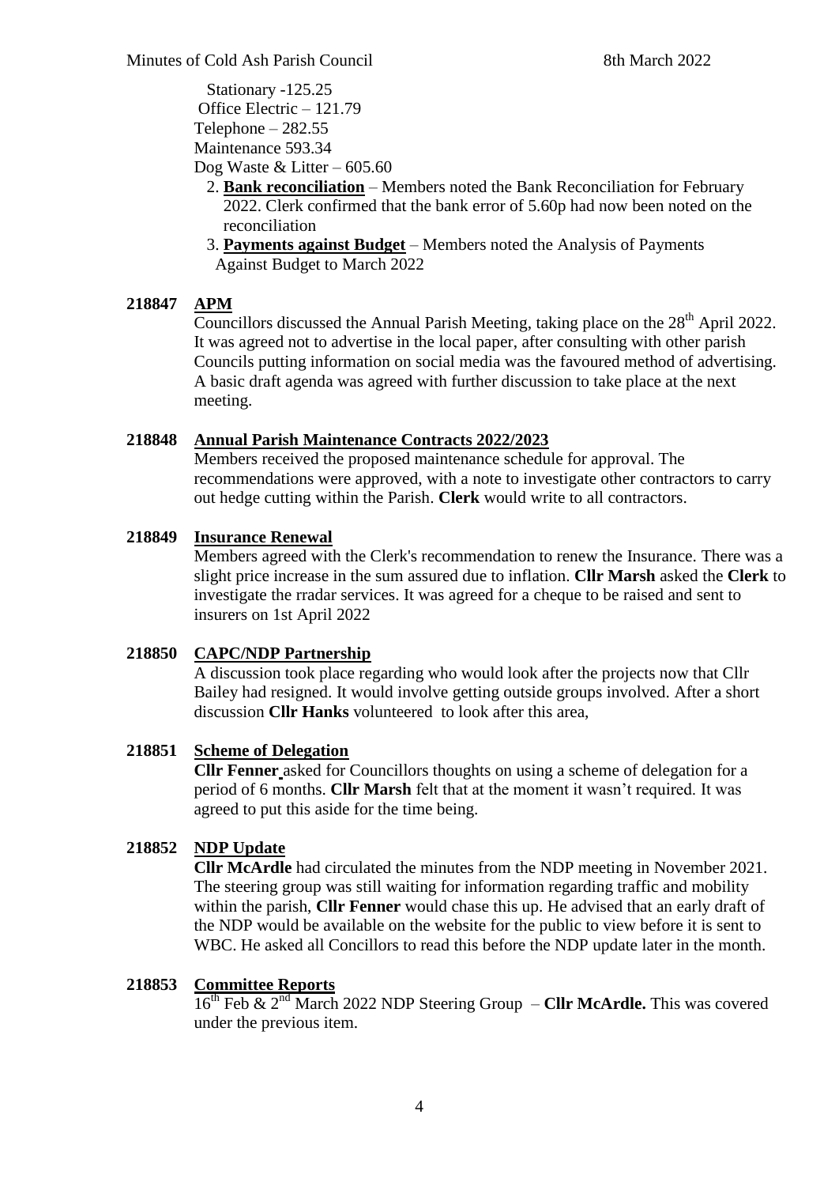Stationary -125.25
Office Electric – 121.79
Telephone – 282.55
Maintenance 593.34
Dog Waste & Litter – 605.60

2. **Bank reconciliation** – Members noted the Bank Reconciliation for February 2022. Clerk confirmed that the bank error of 5.60p had now been noted on the reconciliation
3. **Payments against Budget** – Members noted the Analysis of Payments Against Budget to March 2022

**218847 APM**

Councillors discussed the Annual Parish Meeting, taking place on the 28th April 2022. It was agreed not to advertise in the local paper, after consulting with other parish Councils putting information on social media was the favoured method of advertising. A basic draft agenda was agreed with further discussion to take place at the next meeting.

**218848 Annual Parish Maintenance Contracts 2022/2023**

Members received the proposed maintenance schedule for approval. The recommendations were approved, with a note to investigate other contractors to carry out hedge cutting within the Parish. **Clerk** would write to all contractors.

**218849 Insurance Renewal**

Members agreed with the Clerk's recommendation to renew the Insurance. There was a slight price increase in the sum assured due to inflation. **Cllr Marsh** asked the **Clerk** to investigate the rradar services. It was agreed for a cheque to be raised and sent to insurers on 1st April 2022

**218850 CAPC/NDP Partnership**

A discussion took place regarding who would look after the projects now that Cllr Bailey had resigned. It would involve getting outside groups involved. After a short discussion **Cllr Hanks** volunteered to look after this area,

**218851 Scheme of Delegation**

**Cllr Fenner** asked for Councillors thoughts on using a scheme of delegation for a period of 6 months. **Cllr Marsh** felt that at the moment it wasn't required. It was agreed to put this aside for the time being.

**218852 NDP Update**

**Cllr McArdle** had circulated the minutes from the NDP meeting in November 2021. The steering group was still waiting for information regarding traffic and mobility within the parish, **Cllr Fenner** would chase this up. He advised that an early draft of the NDP would be available on the website for the public to view before it is sent to WBC. He asked all Concillors to read this before the NDP update later in the month.

**218853 Committee Reports**

16th Feb & 2nd March 2022 NDP Steering Group – **Cllr McArdle.** This was covered under the previous item.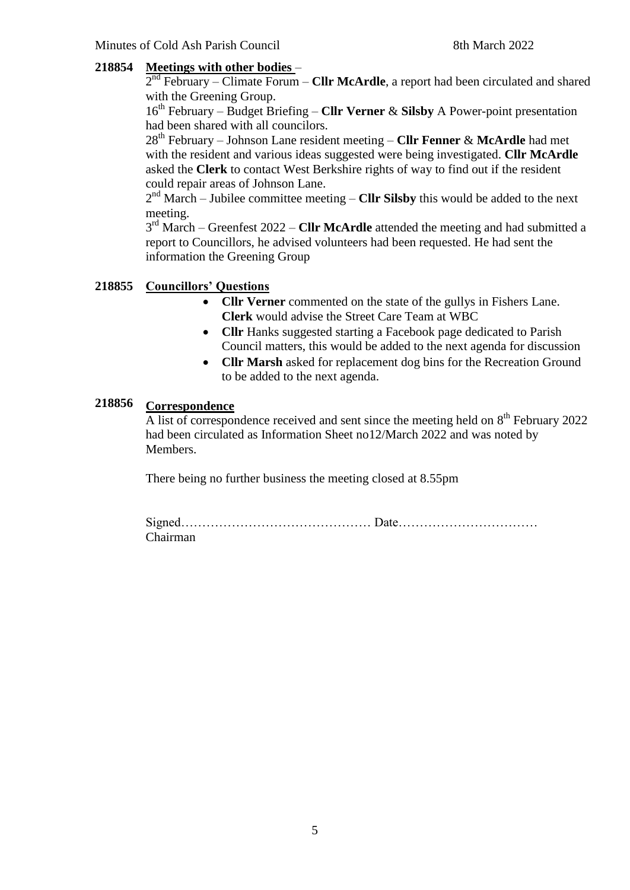**218854 Meetings with other bodies** –

2nd February – Climate Forum – **Cllr McArdle**, a report had been circulated and shared with the Greening Group.

16th February – Budget Briefing – **Cllr Verner** & **Silsby** A Power-point presentation had been shared with all councilors.

28th February – Johnson Lane resident meeting – **Cllr Fenner** & **McArdle** had met with the resident and various ideas suggested were being investigated. **Cllr McArdle** asked the **Clerk** to contact West Berkshire rights of way to find out if the resident could repair areas of Johnson Lane.

2nd March – Jubilee committee meeting – **Cllr Silsby** this would be added to the next meeting.

3rd March – Greenfest 2022 – **Cllr McArdle** attended the meeting and had submitted a report to Councillors, he advised volunteers had been requested. He had sent the information the Greening Group

**218855 Councillors' Questions**

- **Cllr Verner** commented on the state of the gullys in Fishers Lane. **Clerk** would advise the Street Care Team at WBC
- **Cllr** Hanks suggested starting a Facebook page dedicated to Parish Council matters, this would be added to the next agenda for discussion
- **Cllr Marsh** asked for replacement dog bins for the Recreation Ground to be added to the next agenda.

**218856 Correspondence**

A list of correspondence received and sent since the meeting held on 8th February 2022 had been circulated as Information Sheet no12/March 2022 and was noted by Members.

There being no further business the meeting closed at 8.55pm

Signed……………………………………… Date……………………………

Chairman